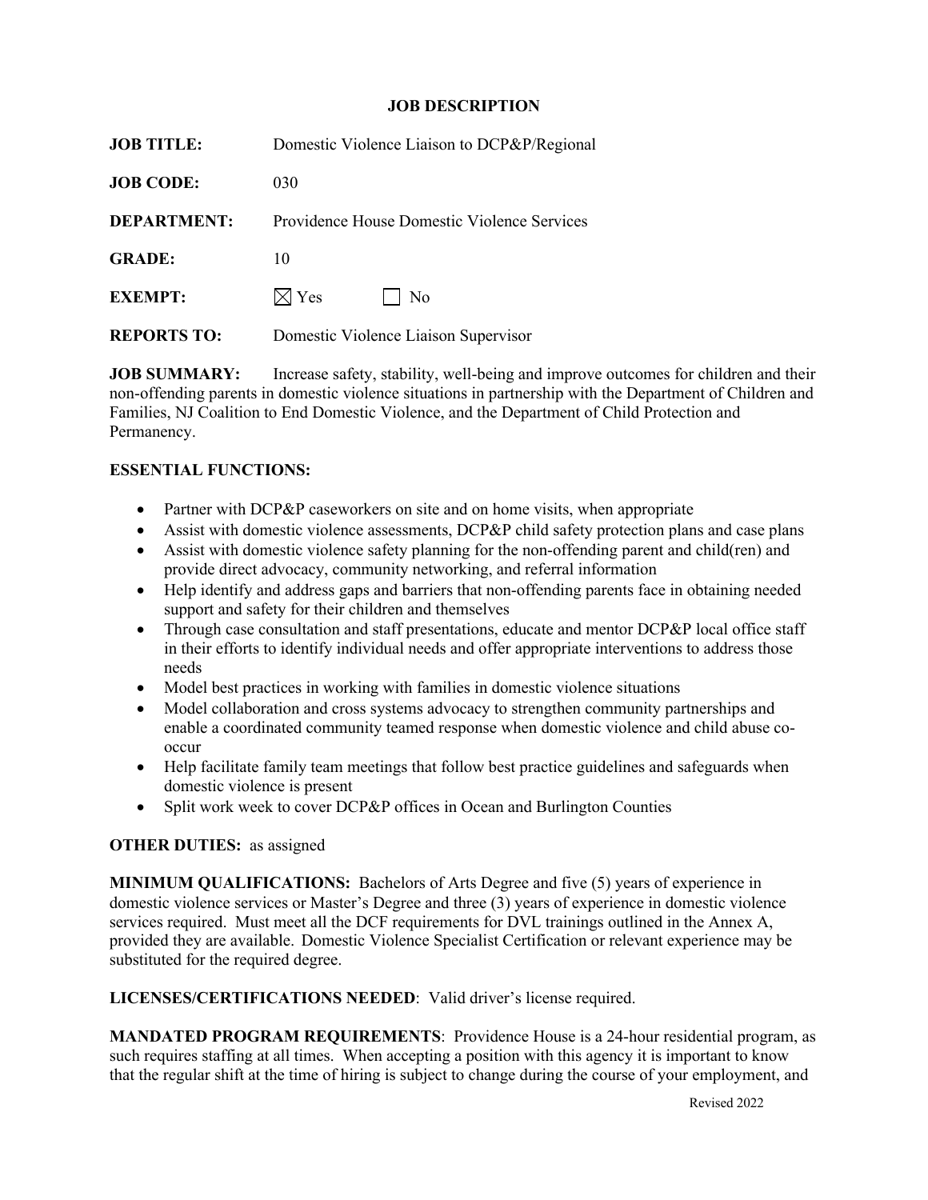# JOB DESCRIPTION

**JOB TITLE:** Domestic Violence Liaison to DCP&P/Regional

**JOB CODE:** 030

**DEPARTMENT:** Providence House Domestic Violence Services

**GRADE:** 10

**EXEMPT:** ☒ Yes ☐ No

**REPORTS TO:** Domestic Violence Liaison Supervisor

**JOB SUMMARY:** Increase safety, stability, well-being and improve outcomes for children and their non-offending parents in domestic violence situations in partnership with the Department of Children and Families, NJ Coalition to End Domestic Violence, and the Department of Child Protection and Permanency.

**ESSENTIAL FUNCTIONS:**

- Partner with DCP&P caseworkers on site and on home visits, when appropriate
- Assist with domestic violence assessments, DCP&P child safety protection plans and case plans
- Assist with domestic violence safety planning for the non-offending parent and child(ren) and provide direct advocacy, community networking, and referral information
- Help identify and address gaps and barriers that non-offending parents face in obtaining needed support and safety for their children and themselves
- Through case consultation and staff presentations, educate and mentor DCP&P local office staff in their efforts to identify individual needs and offer appropriate interventions to address those needs
- Model best practices in working with families in domestic violence situations
- Model collaboration and cross systems advocacy to strengthen community partnerships and enable a coordinated community teamed response when domestic violence and child abuse co-occur
- Help facilitate family team meetings that follow best practice guidelines and safeguards when domestic violence is present
- Split work week to cover DCP&P offices in Ocean and Burlington Counties

**OTHER DUTIES:** as assigned

**MINIMUM QUALIFICATIONS:** Bachelors of Arts Degree and five (5) years of experience in domestic violence services or Master's Degree and three (3) years of experience in domestic violence services required. Must meet all the DCF requirements for DVL trainings outlined in the Annex A, provided they are available. Domestic Violence Specialist Certification or relevant experience may be substituted for the required degree.

**LICENSES/CERTIFICATIONS NEEDED**: Valid driver's license required.

**MANDATED PROGRAM REQUIREMENTS**: Providence House is a 24-hour residential program, as such requires staffing at all times. When accepting a position with this agency it is important to know that the regular shift at the time of hiring is subject to change during the course of your employment, and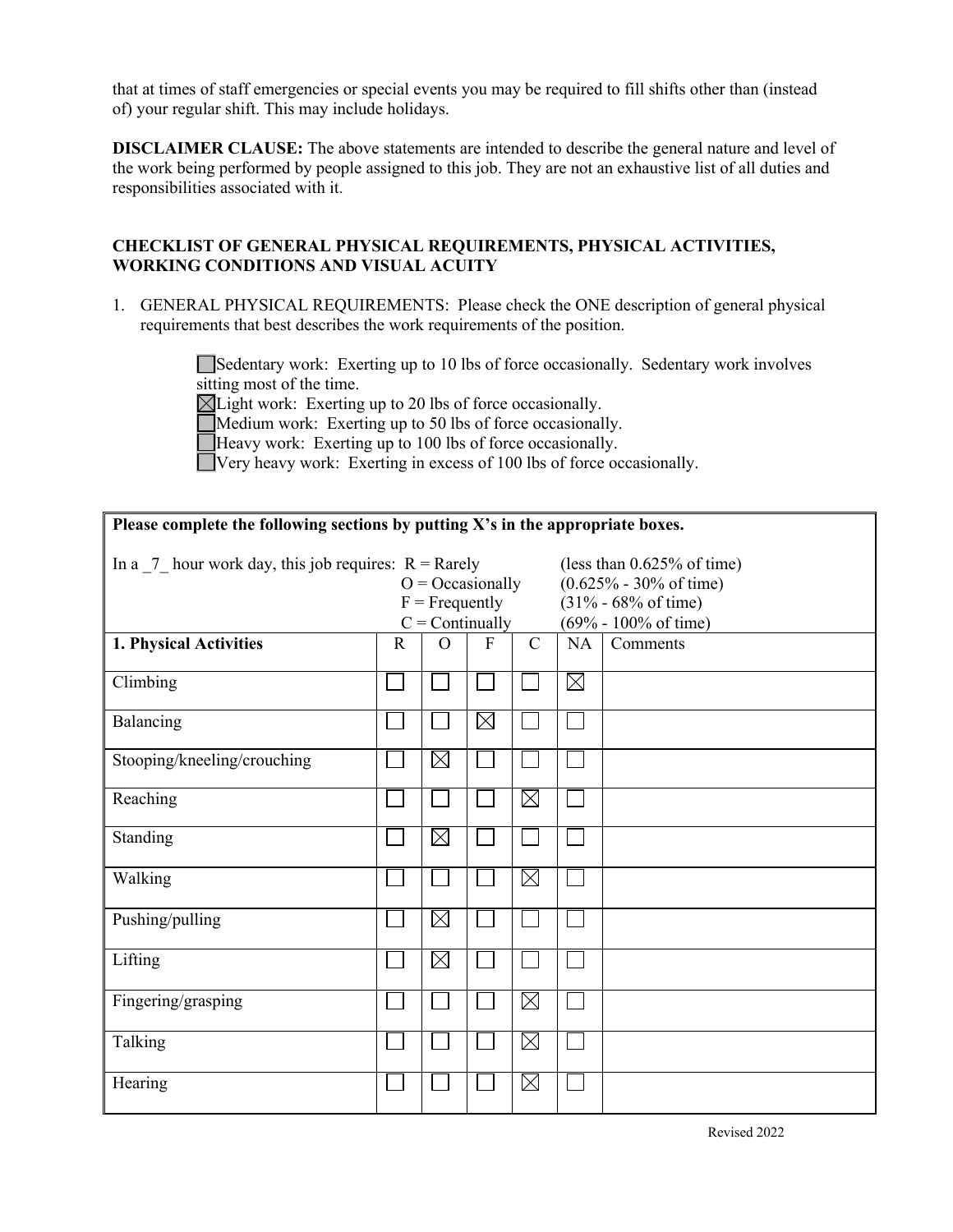that at times of staff emergencies or special events you may be required to fill shifts other than (instead of) your regular shift. This may include holidays.

**DISCLAIMER CLAUSE:** The above statements are intended to describe the general nature and level of the work being performed by people assigned to this job. They are not an exhaustive list of all duties and responsibilities associated with it.

**CHECKLIST OF GENERAL PHYSICAL REQUIREMENTS, PHYSICAL ACTIVITIES, WORKING CONDITIONS AND VISUAL ACUITY**

1. GENERAL PHYSICAL REQUIREMENTS: Please check the ONE description of general physical requirements that best describes the work requirements of the position.

   ☐ Sedentary work: Exerting up to 10 lbs of force occasionally. Sedentary work involves sitting most of the time.
   ☒ Light work: Exerting up to 20 lbs of force occasionally.
   ☐ Medium work: Exerting up to 50 lbs of force occasionally.
   ☐ Heavy work: Exerting up to 100 lbs of force occasionally.
   ☐ Very heavy work: Exerting in excess of 100 lbs of force occasionally.

**Please complete the following sections by putting X's in the appropriate boxes.**

In a _7_ hour work day, this job requires: R = Rarely (less than 0.625% of time); O = Occasionally (0.625% - 30% of time); F = Frequently (31% - 68% of time); C = Continually (69% - 100% of time)

| **1. Physical Activities** | R | O | F | C | NA | Comments |
|---|---|---|---|---|---|---|
| Climbing | ☐ | ☐ | ☐ | ☐ | ☒ | |
| Balancing | ☐ | ☐ | ☒ | ☐ | ☐ | |
| Stooping/kneeling/crouching | ☐ | ☒ | ☐ | ☐ | ☐ | |
| Reaching | ☐ | ☐ | ☐ | ☒ | ☐ | |
| Standing | ☐ | ☒ | ☐ | ☐ | ☐ | |
| Walking | ☐ | ☐ | ☐ | ☒ | ☐ | |
| Pushing/pulling | ☐ | ☒ | ☐ | ☐ | ☐ | |
| Lifting | ☐ | ☒ | ☐ | ☐ | ☐ | |
| Fingering/grasping | ☐ | ☐ | ☐ | ☒ | ☐ | |
| Talking | ☐ | ☐ | ☐ | ☒ | ☐ | |
| Hearing | ☐ | ☐ | ☐ | ☒ | ☐ | |

Revised 2022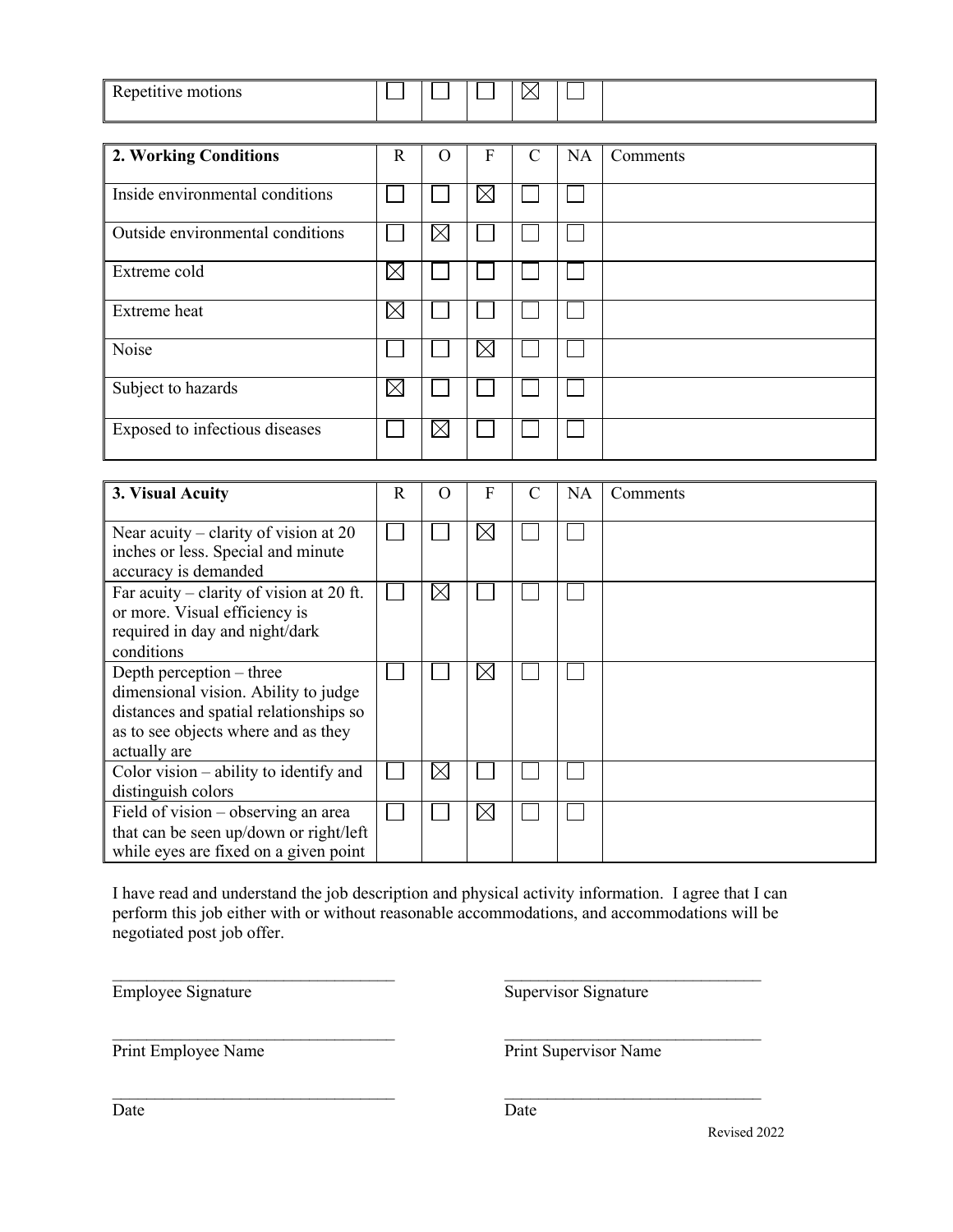| | | | | | | |
|---|---|---|---|---|---|---|
| Repetitive motions | ☐ | ☐ | ☐ | ☒ | ☐ | |

| **2. Working Conditions** | R | O | F | C | NA | Comments |
|---|---|---|---|---|---|---|
| Inside environmental conditions | ☐ | ☐ | ☒ | ☐ | ☐ | |
| Outside environmental conditions | ☐ | ☒ | ☐ | ☐ | ☐ | |
| Extreme cold | ☒ | ☐ | ☐ | ☐ | ☐ | |
| Extreme heat | ☒ | ☐ | ☐ | ☐ | ☐ | |
| Noise | ☐ | ☐ | ☒ | ☐ | ☐ | |
| Subject to hazards | ☒ | ☐ | ☐ | ☐ | ☐ | |
| Exposed to infectious diseases | ☐ | ☒ | ☐ | ☐ | ☐ | |

| **3. Visual Acuity** | R | O | F | C | NA | Comments |
|---|---|---|---|---|---|---|
| Near acuity – clarity of vision at 20 inches or less. Special and minute accuracy is demanded | ☐ | ☐ | ☒ | ☐ | ☐ | |
| Far acuity – clarity of vision at 20 ft. or more. Visual efficiency is required in day and night/dark conditions | ☐ | ☒ | ☐ | ☐ | ☐ | |
| Depth perception – three dimensional vision. Ability to judge distances and spatial relationships so as to see objects where and as they actually are | ☐ | ☐ | ☒ | ☐ | ☐ | |
| Color vision – ability to identify and distinguish colors | ☐ | ☒ | ☐ | ☐ | ☐ | |
| Field of vision – observing an area that can be seen up/down or right/left while eyes are fixed on a given point | ☐ | ☐ | ☒ | ☐ | ☐ | |

I have read and understand the job description and physical activity information. I agree that I can perform this job either with or without reasonable accommodations, and accommodations will be negotiated post job offer.

\_\_\_\_\_\_\_\_\_\_\_\_\_\_\_\_\_\_\_\_\_\_\_\_\_\_\_\_\_\_\_\_\_\_
Employee Signature

\_\_\_\_\_\_\_\_\_\_\_\_\_\_\_\_\_\_\_\_\_\_\_\_\_\_\_\_\_\_\_\_\_\_
Supervisor Signature

\_\_\_\_\_\_\_\_\_\_\_\_\_\_\_\_\_\_\_\_\_\_\_\_\_\_\_\_\_\_\_\_\_\_
Print Employee Name

\_\_\_\_\_\_\_\_\_\_\_\_\_\_\_\_\_\_\_\_\_\_\_\_\_\_\_\_\_\_\_\_\_\_
Print Supervisor Name

\_\_\_\_\_\_\_\_\_\_\_\_\_\_\_\_\_\_\_\_\_\_\_\_\_\_\_\_\_\_\_\_\_\_
Date

\_\_\_\_\_\_\_\_\_\_\_\_\_\_\_\_\_\_\_\_\_\_\_\_\_\_\_\_\_\_\_\_\_\_
Date

Revised 2022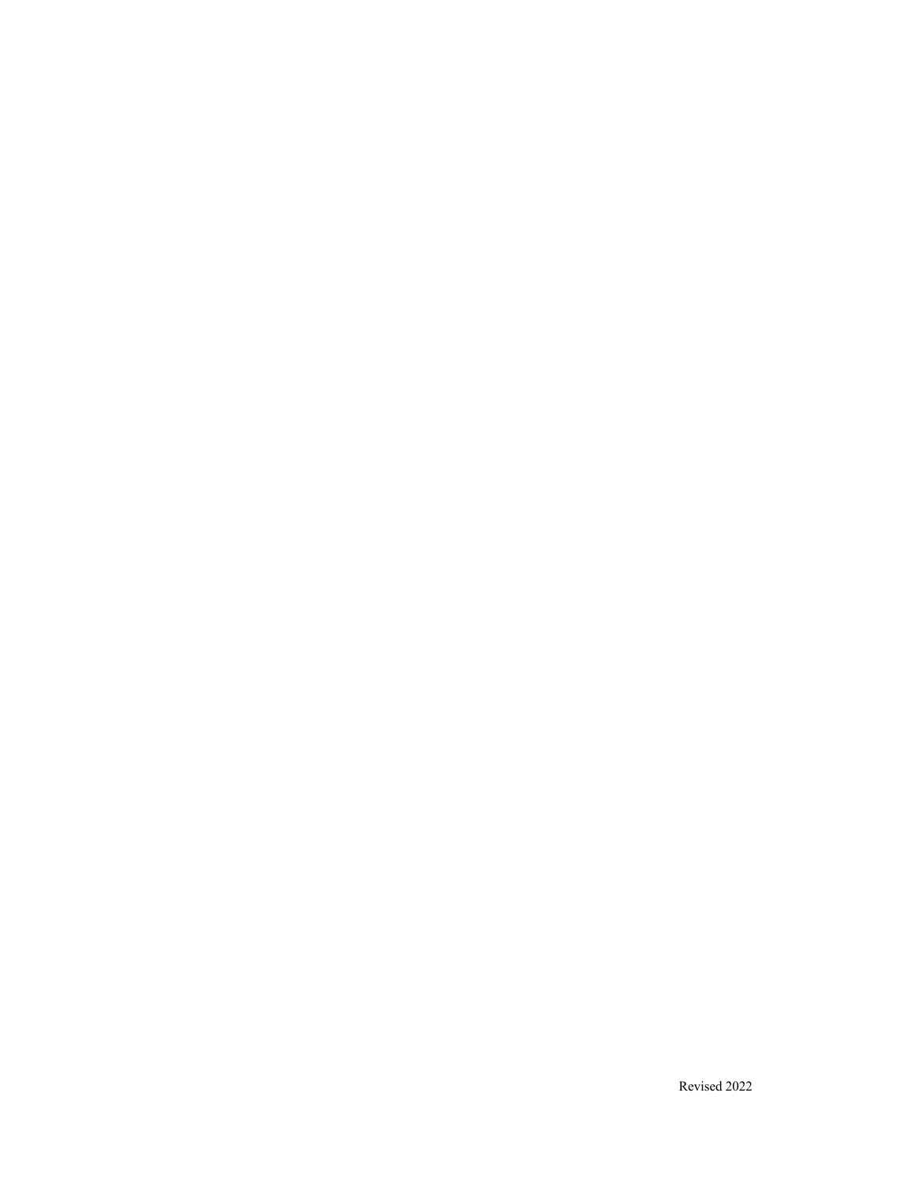Revised 2022